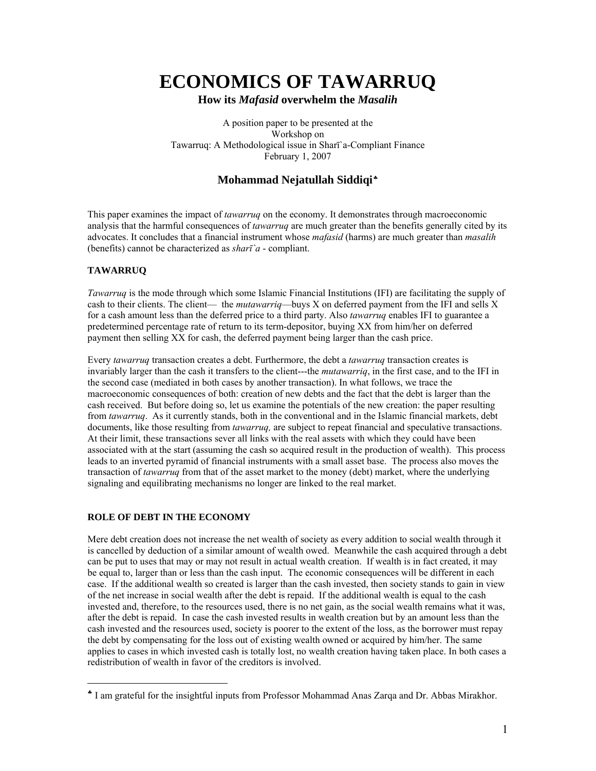# ECONOMICS OF TAWARRUQ

## How its *Mafasid* overwhelm the *Masalih*

A position paper to be presented at the
Workshop on
Tawarruq: A Methodological issue in Sharī`a-Compliant Finance
February 1, 2007

### Mohammad Nejatullah Siddiqi[♣]

This paper examines the impact of *tawarruq* on the economy. It demonstrates through macroeconomic analysis that the harmful consequences of *tawarruq* are much greater than the benefits generally cited by its advocates. It concludes that a financial instrument whose *mafasid* (harms) are much greater than *masalih* (benefits) cannot be characterized as *sharī`a* - compliant.

**TAWARRUQ**

*Tawarruq* is the mode through which some Islamic Financial Institutions (IFI) are facilitating the supply of cash to their clients. The client— the *mutawarriq*—buys X on deferred payment from the IFI and sells X for a cash amount less than the deferred price to a third party. Also *tawarruq* enables IFI to guarantee a predetermined percentage rate of return to its term-depositor, buying XX from him/her on deferred payment then selling XX for cash, the deferred payment being larger than the cash price.

Every *tawarruq* transaction creates a debt. Furthermore, the debt a *tawarruq* transaction creates is invariably larger than the cash it transfers to the client---the *mutawarriq*, in the first case, and to the IFI in the second case (mediated in both cases by another transaction). In what follows, we trace the macroeconomic consequences of both: creation of new debts and the fact that the debt is larger than the cash received. But before doing so, let us examine the potentials of the new creation: the paper resulting from *tawarruq*. As it currently stands, both in the conventional and in the Islamic financial markets, debt documents, like those resulting from *tawarruq,* are subject to repeat financial and speculative transactions. At their limit, these transactions sever all links with the real assets with which they could have been associated with at the start (assuming the cash so acquired result in the production of wealth). This process leads to an inverted pyramid of financial instruments with a small asset base. The process also moves the transaction of *tawarruq* from that of the asset market to the money (debt) market, where the underlying signaling and equilibrating mechanisms no longer are linked to the real market.

**ROLE OF DEBT IN THE ECONOMY**

Mere debt creation does not increase the net wealth of society as every addition to social wealth through it is cancelled by deduction of a similar amount of wealth owed. Meanwhile the cash acquired through a debt can be put to uses that may or may not result in actual wealth creation. If wealth is in fact created, it may be equal to, larger than or less than the cash input. The economic consequences will be different in each case. If the additional wealth so created is larger than the cash invested, then society stands to gain in view of the net increase in social wealth after the debt is repaid. If the additional wealth is equal to the cash invested and, therefore, to the resources used, there is no net gain, as the social wealth remains what it was, after the debt is repaid. In case the cash invested results in wealth creation but by an amount less than the cash invested and the resources used, society is poorer to the extent of the loss, as the borrower must repay the debt by compensating for the loss out of existing wealth owned or acquired by him/her. The same applies to cases in which invested cash is totally lost, no wealth creation having taken place. In both cases a redistribution of wealth in favor of the creditors is involved.

---

[♣] I am grateful for the insightful inputs from Professor Mohammad Anas Zarqa and Dr. Abbas Mirakhor.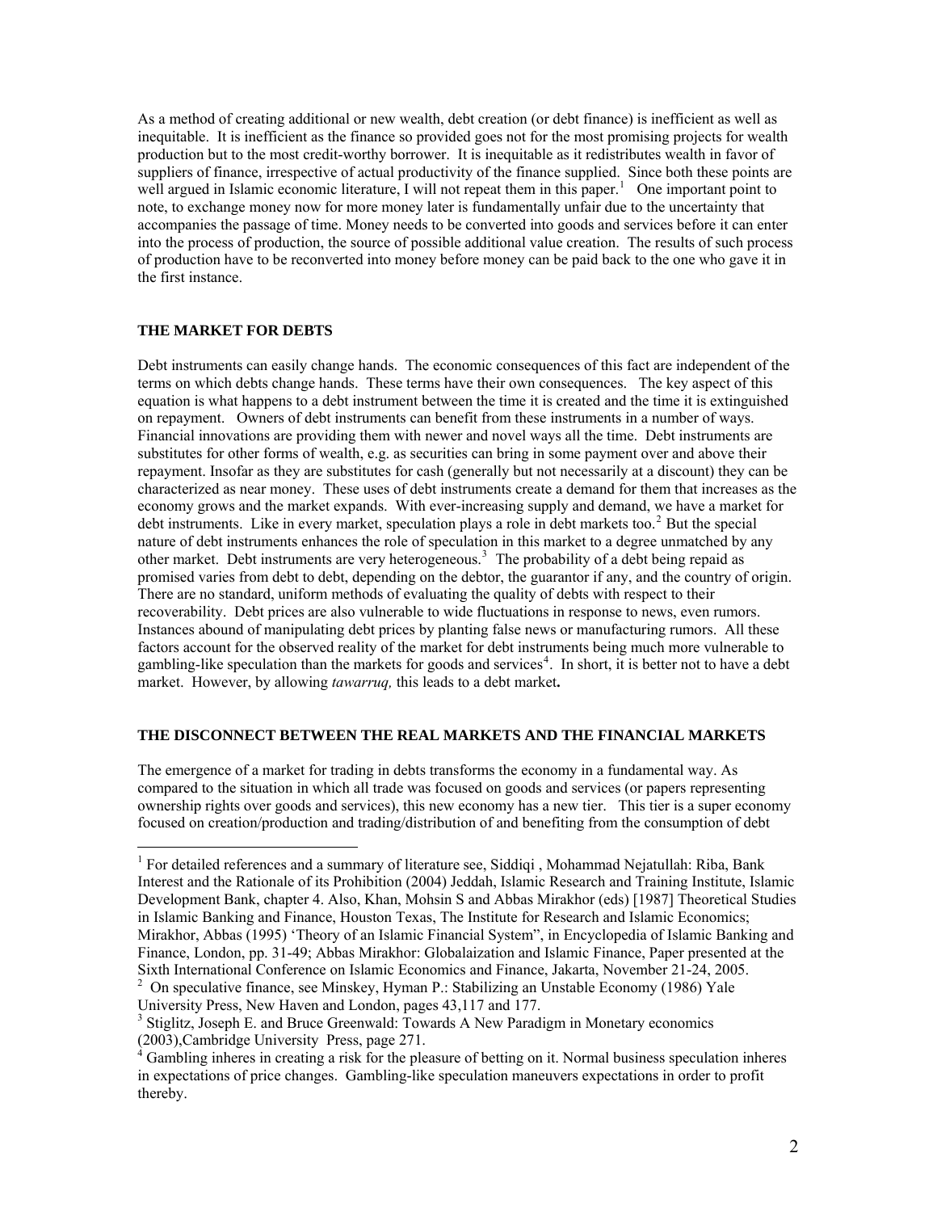As a method of creating additional or new wealth, debt creation (or debt finance) is inefficient as well as inequitable. It is inefficient as the finance so provided goes not for the most promising projects for wealth production but to the most credit-worthy borrower. It is inequitable as it redistributes wealth in favor of suppliers of finance, irrespective of actual productivity of the finance supplied. Since both these points are well argued in Islamic economic literature, I will not repeat them in this paper.[1] One important point to note, to exchange money now for more money later is fundamentally unfair due to the uncertainty that accompanies the passage of time. Money needs to be converted into goods and services before it can enter into the process of production, the source of possible additional value creation. The results of such process of production have to be reconverted into money before money can be paid back to the one who gave it in the first instance.

### THE MARKET FOR DEBTS

Debt instruments can easily change hands. The economic consequences of this fact are independent of the terms on which debts change hands. These terms have their own consequences. The key aspect of this equation is what happens to a debt instrument between the time it is created and the time it is extinguished on repayment. Owners of debt instruments can benefit from these instruments in a number of ways. Financial innovations are providing them with newer and novel ways all the time. Debt instruments are substitutes for other forms of wealth, e.g. as securities can bring in some payment over and above their repayment. Insofar as they are substitutes for cash (generally but not necessarily at a discount) they can be characterized as near money. These uses of debt instruments create a demand for them that increases as the economy grows and the market expands. With ever-increasing supply and demand, we have a market for debt instruments. Like in every market, speculation plays a role in debt markets too.[2] But the special nature of debt instruments enhances the role of speculation in this market to a degree unmatched by any other market. Debt instruments are very heterogeneous.[3] The probability of a debt being repaid as promised varies from debt to debt, depending on the debtor, the guarantor if any, and the country of origin. There are no standard, uniform methods of evaluating the quality of debts with respect to their recoverability. Debt prices are also vulnerable to wide fluctuations in response to news, even rumors. Instances abound of manipulating debt prices by planting false news or manufacturing rumors. All these factors account for the observed reality of the market for debt instruments being much more vulnerable to gambling-like speculation than the markets for goods and services[4]. In short, it is better not to have a debt market. However, by allowing *tawarruq,* this leads to a debt market**.**

### THE DISCONNECT BETWEEN THE REAL MARKETS AND THE FINANCIAL MARKETS

The emergence of a market for trading in debts transforms the economy in a fundamental way. As compared to the situation in which all trade was focused on goods and services (or papers representing ownership rights over goods and services), this new economy has a new tier. This tier is a super economy focused on creation/production and trading/distribution of and benefiting from the consumption of debt

---

[1] For detailed references and a summary of literature see, Siddiqi , Mohammad Nejatullah: Riba, Bank Interest and the Rationale of its Prohibition (2004) Jeddah, Islamic Research and Training Institute, Islamic Development Bank, chapter 4. Also, Khan, Mohsin S and Abbas Mirakhor (eds) [1987] Theoretical Studies in Islamic Banking and Finance, Houston Texas, The Institute for Research and Islamic Economics; Mirakhor, Abbas (1995) 'Theory of an Islamic Financial System", in Encyclopedia of Islamic Banking and Finance, London, pp. 31-49; Abbas Mirakhor: Globalaization and Islamic Finance, Paper presented at the Sixth International Conference on Islamic Economics and Finance, Jakarta, November 21-24, 2005.

[2] On speculative finance, see Minskey, Hyman P.: Stabilizing an Unstable Economy (1986) Yale University Press, New Haven and London, pages 43,117 and 177.

[3] Stiglitz, Joseph E. and Bruce Greenwald: Towards A New Paradigm in Monetary economics (2003),Cambridge University Press, page 271.

[4] Gambling inheres in creating a risk for the pleasure of betting on it. Normal business speculation inheres in expectations of price changes. Gambling-like speculation maneuvers expectations in order to profit thereby.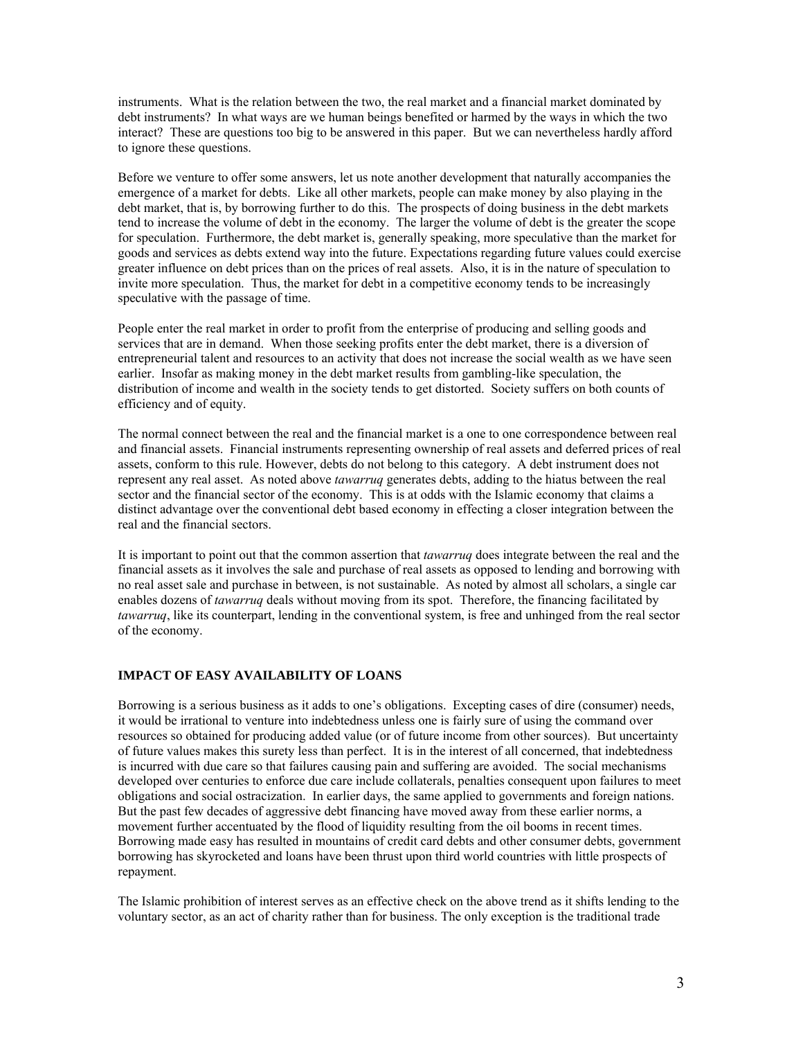instruments. What is the relation between the two, the real market and a financial market dominated by debt instruments? In what ways are we human beings benefited or harmed by the ways in which the two interact? These are questions too big to be answered in this paper. But we can nevertheless hardly afford to ignore these questions.

Before we venture to offer some answers, let us note another development that naturally accompanies the emergence of a market for debts. Like all other markets, people can make money by also playing in the debt market, that is, by borrowing further to do this. The prospects of doing business in the debt markets tend to increase the volume of debt in the economy. The larger the volume of debt is the greater the scope for speculation. Furthermore, the debt market is, generally speaking, more speculative than the market for goods and services as debts extend way into the future. Expectations regarding future values could exercise greater influence on debt prices than on the prices of real assets. Also, it is in the nature of speculation to invite more speculation. Thus, the market for debt in a competitive economy tends to be increasingly speculative with the passage of time.

People enter the real market in order to profit from the enterprise of producing and selling goods and services that are in demand. When those seeking profits enter the debt market, there is a diversion of entrepreneurial talent and resources to an activity that does not increase the social wealth as we have seen earlier. Insofar as making money in the debt market results from gambling-like speculation, the distribution of income and wealth in the society tends to get distorted. Society suffers on both counts of efficiency and of equity.

The normal connect between the real and the financial market is a one to one correspondence between real and financial assets. Financial instruments representing ownership of real assets and deferred prices of real assets, conform to this rule. However, debts do not belong to this category. A debt instrument does not represent any real asset. As noted above *tawarruq* generates debts, adding to the hiatus between the real sector and the financial sector of the economy. This is at odds with the Islamic economy that claims a distinct advantage over the conventional debt based economy in effecting a closer integration between the real and the financial sectors.

It is important to point out that the common assertion that *tawarruq* does integrate between the real and the financial assets as it involves the sale and purchase of real assets as opposed to lending and borrowing with no real asset sale and purchase in between, is not sustainable. As noted by almost all scholars, a single car enables dozens of *tawarruq* deals without moving from its spot. Therefore, the financing facilitated by *tawarruq*, like its counterpart, lending in the conventional system, is free and unhinged from the real sector of the economy.

## IMPACT OF EASY AVAILABILITY OF LOANS

Borrowing is a serious business as it adds to one's obligations. Excepting cases of dire (consumer) needs, it would be irrational to venture into indebtedness unless one is fairly sure of using the command over resources so obtained for producing added value (or of future income from other sources). But uncertainty of future values makes this surety less than perfect. It is in the interest of all concerned, that indebtedness is incurred with due care so that failures causing pain and suffering are avoided. The social mechanisms developed over centuries to enforce due care include collaterals, penalties consequent upon failures to meet obligations and social ostracization. In earlier days, the same applied to governments and foreign nations. But the past few decades of aggressive debt financing have moved away from these earlier norms, a movement further accentuated by the flood of liquidity resulting from the oil booms in recent times. Borrowing made easy has resulted in mountains of credit card debts and other consumer debts, government borrowing has skyrocketed and loans have been thrust upon third world countries with little prospects of repayment.

The Islamic prohibition of interest serves as an effective check on the above trend as it shifts lending to the voluntary sector, as an act of charity rather than for business. The only exception is the traditional trade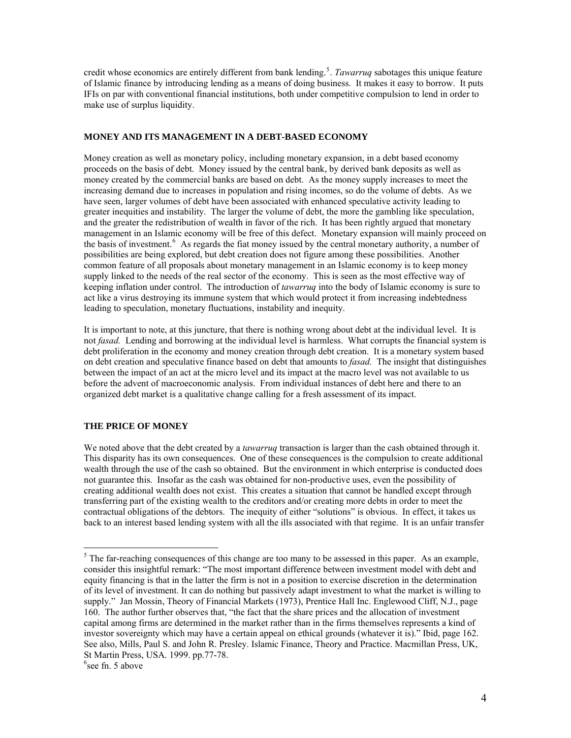credit whose economics are entirely different from bank lending.[5]. *Tawarruq* sabotages this unique feature of Islamic finance by introducing lending as a means of doing business. It makes it easy to borrow. It puts IFIs on par with conventional financial institutions, both under competitive compulsion to lend in order to make use of surplus liquidity.

## MONEY AND ITS MANAGEMENT IN A DEBT-BASED ECONOMY

Money creation as well as monetary policy, including monetary expansion, in a debt based economy proceeds on the basis of debt. Money issued by the central bank, by derived bank deposits as well as money created by the commercial banks are based on debt. As the money supply increases to meet the increasing demand due to increases in population and rising incomes, so do the volume of debts. As we have seen, larger volumes of debt have been associated with enhanced speculative activity leading to greater inequities and instability. The larger the volume of debt, the more the gambling like speculation, and the greater the redistribution of wealth in favor of the rich. It has been rightly argued that monetary management in an Islamic economy will be free of this defect. Monetary expansion will mainly proceed on the basis of investment.[6] As regards the fiat money issued by the central monetary authority, a number of possibilities are being explored, but debt creation does not figure among these possibilities. Another common feature of all proposals about monetary management in an Islamic economy is to keep money supply linked to the needs of the real sector of the economy. This is seen as the most effective way of keeping inflation under control. The introduction of *tawarruq* into the body of Islamic economy is sure to act like a virus destroying its immune system that which would protect it from increasing indebtedness leading to speculation, monetary fluctuations, instability and inequity.

It is important to note, at this juncture, that there is nothing wrong about debt at the individual level. It is not *fasad.* Lending and borrowing at the individual level is harmless. What corrupts the financial system is debt proliferation in the economy and money creation through debt creation. It is a monetary system based on debt creation and speculative finance based on debt that amounts to *fasad.* The insight that distinguishes between the impact of an act at the micro level and its impact at the macro level was not available to us before the advent of macroeconomic analysis. From individual instances of debt here and there to an organized debt market is a qualitative change calling for a fresh assessment of its impact.

## THE PRICE OF MONEY

We noted above that the debt created by a *tawarruq* transaction is larger than the cash obtained through it. This disparity has its own consequences. One of these consequences is the compulsion to create additional wealth through the use of the cash so obtained. But the environment in which enterprise is conducted does not guarantee this. Insofar as the cash was obtained for non-productive uses, even the possibility of creating additional wealth does not exist. This creates a situation that cannot be handled except through transferring part of the existing wealth to the creditors and/or creating more debts in order to meet the contractual obligations of the debtors. The inequity of either "solutions" is obvious. In effect, it takes us back to an interest based lending system with all the ills associated with that regime. It is an unfair transfer

---

[5] The far-reaching consequences of this change are too many to be assessed in this paper. As an example, consider this insightful remark: "The most important difference between investment model with debt and equity financing is that in the latter the firm is not in a position to exercise discretion in the determination of its level of investment. It can do nothing but passively adapt investment to what the market is willing to supply." Jan Mossin, Theory of Financial Markets (1973), Prentice Hall Inc. Englewood Cliff, N.J., page 160. The author further observes that, "the fact that the share prices and the allocation of investment capital among firms are determined in the market rather than in the firms themselves represents a kind of investor sovereignty which may have a certain appeal on ethical grounds (whatever it is)." Ibid, page 162. See also, Mills, Paul S. and John R. Presley. Islamic Finance, Theory and Practice. Macmillan Press, UK, St Martin Press, USA. 1999. pp.77-78.

[6] see fn. 5 above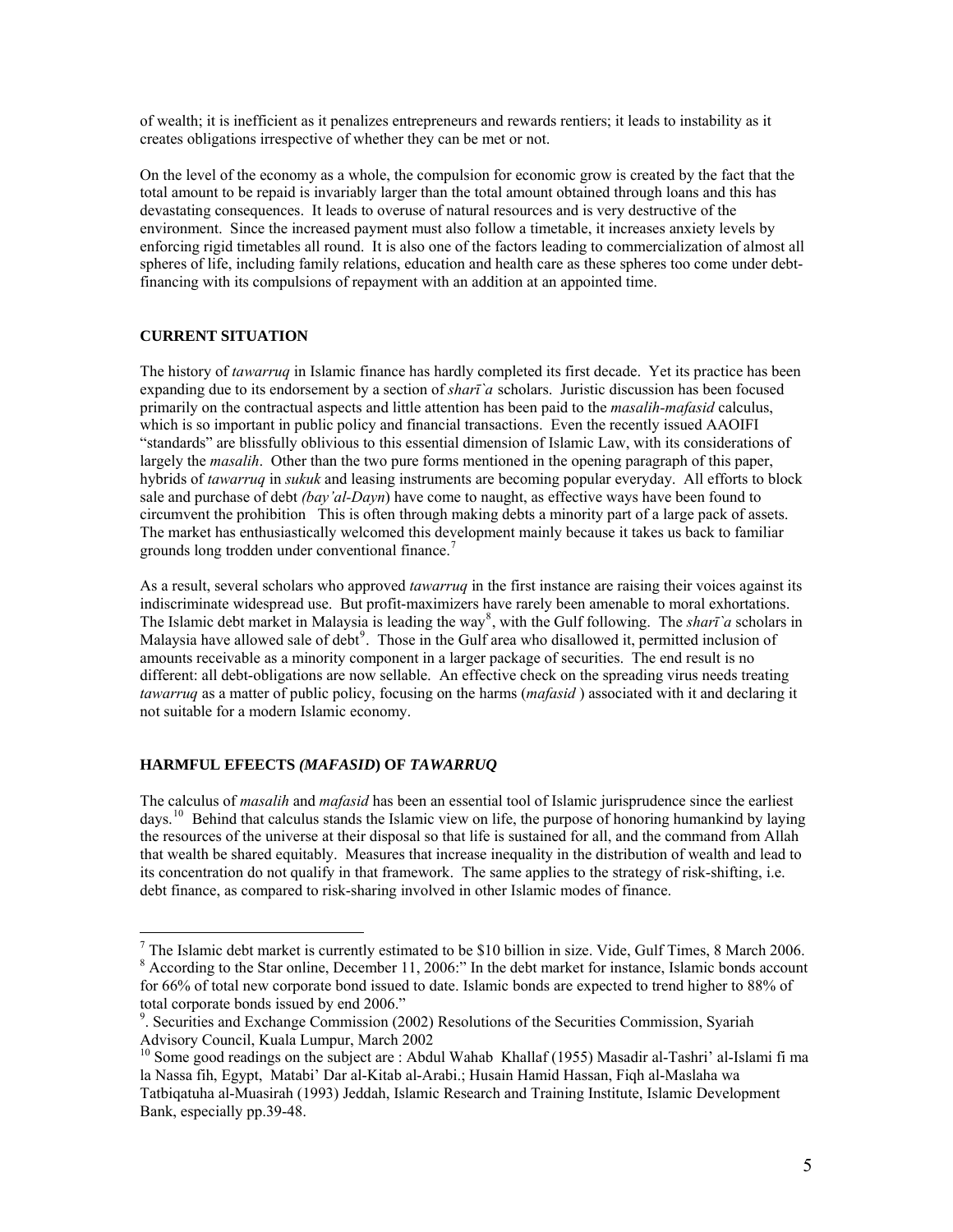of wealth; it is inefficient as it penalizes entrepreneurs and rewards rentiers; it leads to instability as it creates obligations irrespective of whether they can be met or not.

On the level of the economy as a whole, the compulsion for economic grow is created by the fact that the total amount to be repaid is invariably larger than the total amount obtained through loans and this has devastating consequences. It leads to overuse of natural resources and is very destructive of the environment. Since the increased payment must also follow a timetable, it increases anxiety levels by enforcing rigid timetables all round. It is also one of the factors leading to commercialization of almost all spheres of life, including family relations, education and health care as these spheres too come under debt-financing with its compulsions of repayment with an addition at an appointed time.

## CURRENT SITUATION

The history of *tawarruq* in Islamic finance has hardly completed its first decade. Yet its practice has been expanding due to its endorsement by a section of *sharī`a* scholars. Juristic discussion has been focused primarily on the contractual aspects and little attention has been paid to the *masalih-mafasid* calculus, which is so important in public policy and financial transactions. Even the recently issued AAOIFI "standards" are blissfully oblivious to this essential dimension of Islamic Law, with its considerations of largely the *masalih*. Other than the two pure forms mentioned in the opening paragraph of this paper, hybrids of *tawarruq* in *sukuk* and leasing instruments are becoming popular everyday. All efforts to block sale and purchase of debt *(bay'al-Dayn*) have come to naught, as effective ways have been found to circumvent the prohibition This is often through making debts a minority part of a large pack of assets. The market has enthusiastically welcomed this development mainly because it takes us back to familiar grounds long trodden under conventional finance.[7]

As a result, several scholars who approved *tawarruq* in the first instance are raising their voices against its indiscriminate widespread use. But profit-maximizers have rarely been amenable to moral exhortations. The Islamic debt market in Malaysia is leading the way[8], with the Gulf following. The *sharī`a* scholars in Malaysia have allowed sale of debt[9]. Those in the Gulf area who disallowed it, permitted inclusion of amounts receivable as a minority component in a larger package of securities. The end result is no different: all debt-obligations are now sellable. An effective check on the spreading virus needs treating *tawarruq* as a matter of public policy, focusing on the harms (*mafasid* ) associated with it and declaring it not suitable for a modern Islamic economy.

## HARMFUL EFEECTS *(MAFASID*) OF *TAWARRUQ*

The calculus of *masalih* and *mafasid* has been an essential tool of Islamic jurisprudence since the earliest days.[10] Behind that calculus stands the Islamic view on life, the purpose of honoring humankind by laying the resources of the universe at their disposal so that life is sustained for all, and the command from Allah that wealth be shared equitably. Measures that increase inequality in the distribution of wealth and lead to its concentration do not qualify in that framework. The same applies to the strategy of risk-shifting, i.e. debt finance, as compared to risk-sharing involved in other Islamic modes of finance.

---

[7] The Islamic debt market is currently estimated to be $10 billion in size. Vide, Gulf Times, 8 March 2006.

[8] According to the Star online, December 11, 2006:" In the debt market for instance, Islamic bonds account for 66% of total new corporate bond issued to date. Islamic bonds are expected to trend higher to 88% of total corporate bonds issued by end 2006."

[9]. Securities and Exchange Commission (2002) Resolutions of the Securities Commission, Syariah Advisory Council, Kuala Lumpur, March 2002

[10] Some good readings on the subject are : Abdul Wahab Khallaf (1955) Masadir al-Tashri' al-Islami fi ma la Nassa fih, Egypt, Matabi' Dar al-Kitab al-Arabi.; Husain Hamid Hassan, Fiqh al-Maslaha wa Tatbiqatuha al-Muasirah (1993) Jeddah, Islamic Research and Training Institute, Islamic Development Bank, especially pp.39-48.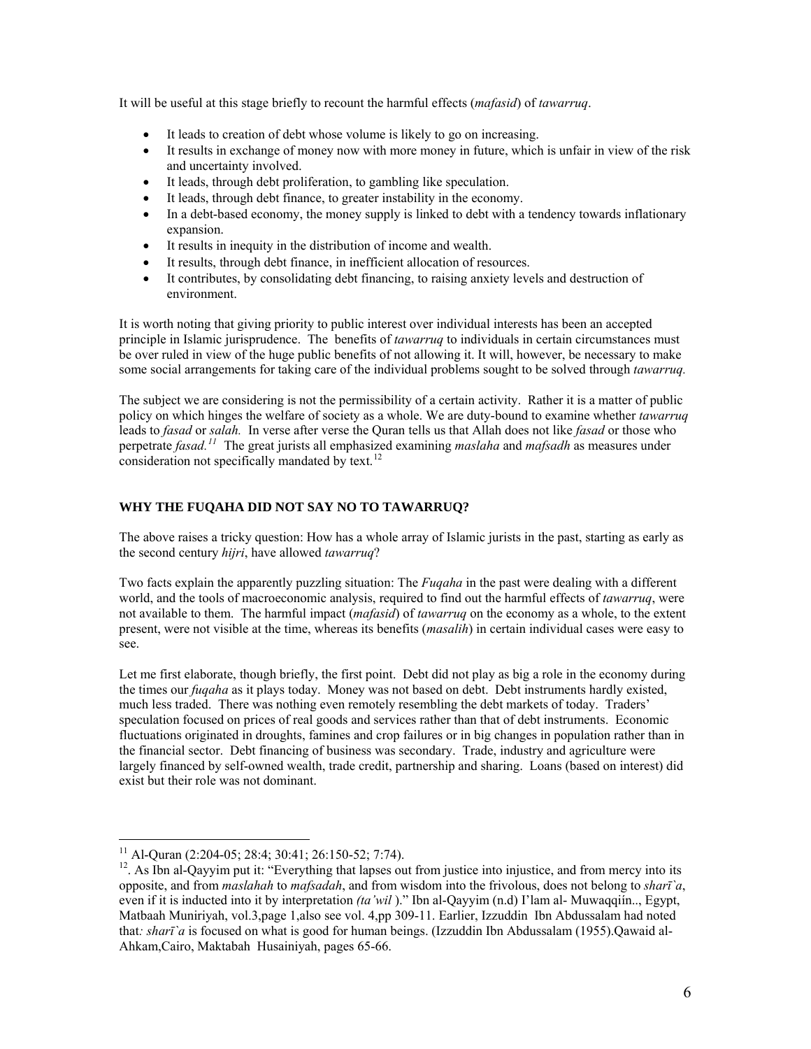It will be useful at this stage briefly to recount the harmful effects (*mafasid*) of *tawarruq*.

- It leads to creation of debt whose volume is likely to go on increasing.
- It results in exchange of money now with more money in future, which is unfair in view of the risk and uncertainty involved.
- It leads, through debt proliferation, to gambling like speculation.
- It leads, through debt finance, to greater instability in the economy.
- In a debt-based economy, the money supply is linked to debt with a tendency towards inflationary expansion.
- It results in inequity in the distribution of income and wealth.
- It results, through debt finance, in inefficient allocation of resources.
- It contributes, by consolidating debt financing, to raising anxiety levels and destruction of environment.

It is worth noting that giving priority to public interest over individual interests has been an accepted principle in Islamic jurisprudence. The benefits of *tawarruq* to individuals in certain circumstances must be over ruled in view of the huge public benefits of not allowing it. It will, however, be necessary to make some social arrangements for taking care of the individual problems sought to be solved through *tawarruq.*

The subject we are considering is not the permissibility of a certain activity. Rather it is a matter of public policy on which hinges the welfare of society as a whole. We are duty-bound to examine whether *tawarruq* leads to *fasad* or *salah.* In verse after verse the Quran tells us that Allah does not like *fasad* or those who perpetrate *fasad.*[11] The great jurists all emphasized examining *maslaha* and *mafsadh* as measures under consideration not specifically mandated by text.[12]

### WHY THE FUQAHA DID NOT SAY NO TO TAWARRUQ?

The above raises a tricky question: How has a whole array of Islamic jurists in the past, starting as early as the second century *hijri*, have allowed *tawarruq*?

Two facts explain the apparently puzzling situation: The *Fuqaha* in the past were dealing with a different world, and the tools of macroeconomic analysis, required to find out the harmful effects of *tawarruq*, were not available to them. The harmful impact (*mafasid*) of *tawarruq* on the economy as a whole, to the extent present, were not visible at the time, whereas its benefits (*masalih*) in certain individual cases were easy to see.

Let me first elaborate, though briefly, the first point. Debt did not play as big a role in the economy during the times our *fuqaha* as it plays today. Money was not based on debt. Debt instruments hardly existed, much less traded. There was nothing even remotely resembling the debt markets of today. Traders' speculation focused on prices of real goods and services rather than that of debt instruments. Economic fluctuations originated in droughts, famines and crop failures or in big changes in population rather than in the financial sector. Debt financing of business was secondary. Trade, industry and agriculture were largely financed by self-owned wealth, trade credit, partnership and sharing. Loans (based on interest) did exist but their role was not dominant.

---

[11] Al-Quran (2:204-05; 28:4; 30:41; 26:150-52; 7:74).

[12]. As Ibn al-Qayyim put it: "Everything that lapses out from justice into injustice, and from mercy into its opposite, and from *maslahah* to *mafsadah*, and from wisdom into the frivolous, does not belong to *sharī`a*, even if it is inducted into it by interpretation *(ta'wil )*." Ibn al-Qayyim (n.d) I'lam al- Muwaqqiín.., Egypt, Matbaah Muniriyah, vol.3,page 1,also see vol. 4,pp 309-11. Earlier, Izzuddin Ibn Abdussalam had noted that*: sharī`a* is focused on what is good for human beings. (Izzuddin Ibn Abdussalam (1955).Qawaid al-Ahkam,Cairo, Maktabah Husainiyah, pages 65-66.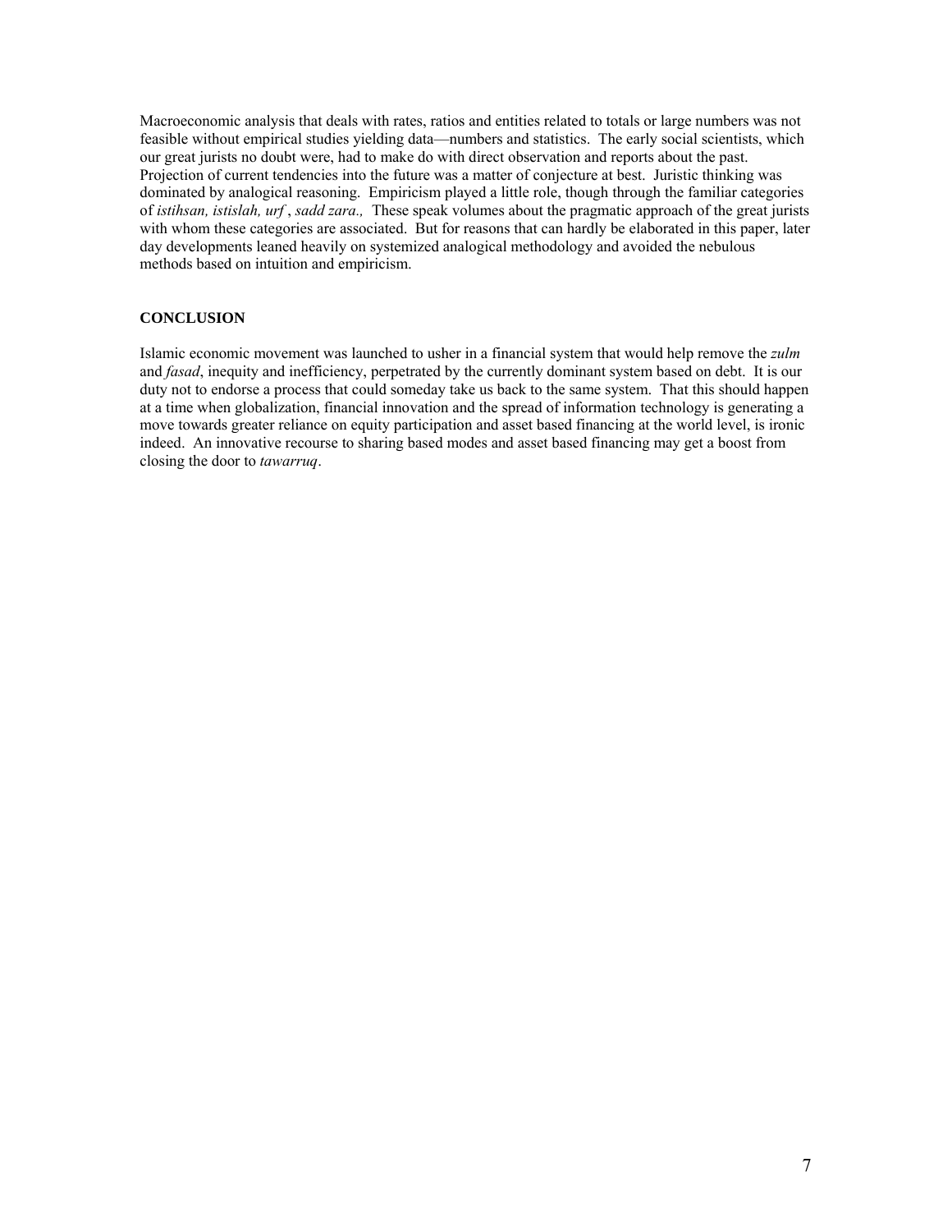Macroeconomic analysis that deals with rates, ratios and entities related to totals or large numbers was not feasible without empirical studies yielding data—numbers and statistics. The early social scientists, which our great jurists no doubt were, had to make do with direct observation and reports about the past. Projection of current tendencies into the future was a matter of conjecture at best. Juristic thinking was dominated by analogical reasoning. Empiricism played a little role, though through the familiar categories of *istihsan, istislah, urf* , *sadd zara.,* These speak volumes about the pragmatic approach of the great jurists with whom these categories are associated. But for reasons that can hardly be elaborated in this paper, later day developments leaned heavily on systemized analogical methodology and avoided the nebulous methods based on intuition and empiricism.

**CONCLUSION**

Islamic economic movement was launched to usher in a financial system that would help remove the *zulm* and *fasad*, inequity and inefficiency, perpetrated by the currently dominant system based on debt. It is our duty not to endorse a process that could someday take us back to the same system. That this should happen at a time when globalization, financial innovation and the spread of information technology is generating a move towards greater reliance on equity participation and asset based financing at the world level, is ironic indeed. An innovative recourse to sharing based modes and asset based financing may get a boost from closing the door to *tawarruq*.